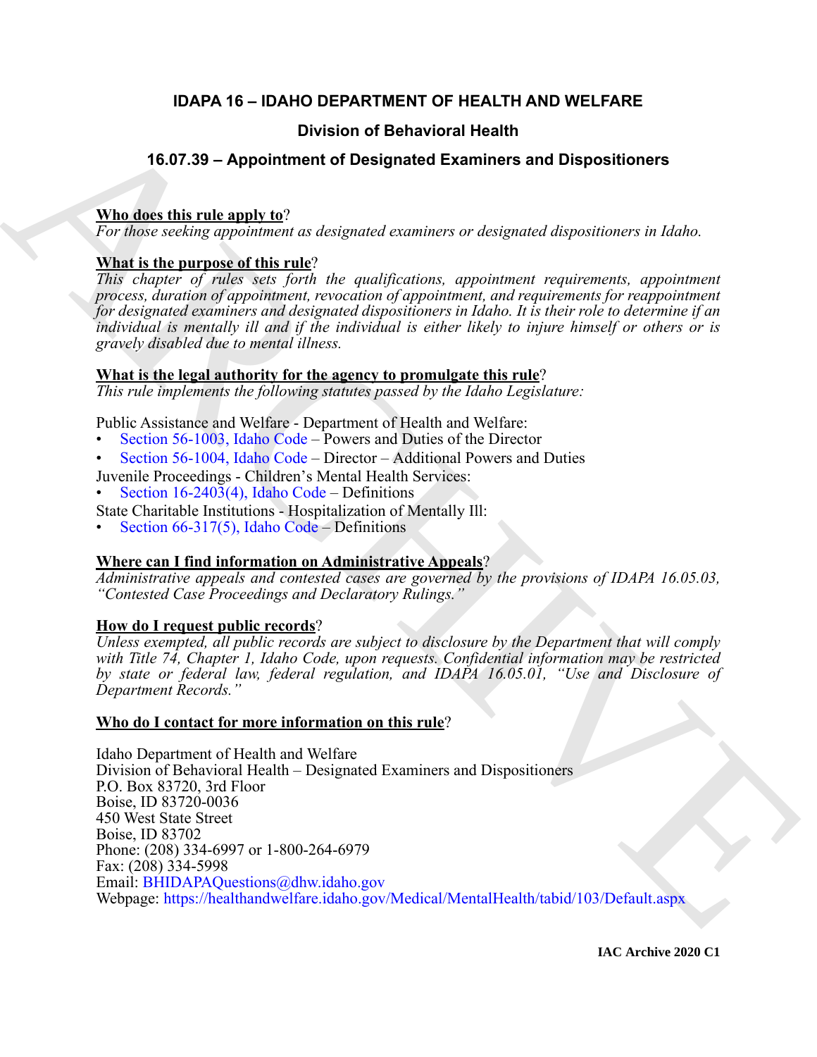# IDAPA 16 – IDAHO DEPARTMENT OF HEALTH AND WELFARE

## Division of Behavioral Health

## 16.07.39 – Appointment of Designated Examiners and Dispositioners

**Who does this rule apply to**?
*For those seeking appointment as designated examiners or designated dispositioners in Idaho.*

**What is the purpose of this rule**?
*This chapter of rules sets forth the qualifications, appointment requirements, appointment process, duration of appointment, revocation of appointment, and requirements for reappointment for designated examiners and designated dispositioners in Idaho. It is their role to determine if an individual is mentally ill and if the individual is either likely to injure himself or others or is gravely disabled due to mental illness.*

**What is the legal authority for the agency to promulgate this rule**?
*This rule implements the following statutes passed by the Idaho Legislature:*

Public Assistance and Welfare - Department of Health and Welfare:
- Section 56-1003, Idaho Code – Powers and Duties of the Director
- Section 56-1004, Idaho Code – Director – Additional Powers and Duties

Juvenile Proceedings - Children's Mental Health Services:
- Section 16-2403(4), Idaho Code – Definitions

State Charitable Institutions - Hospitalization of Mentally Ill:
- Section 66-317(5), Idaho Code – Definitions

**Where can I find information on Administrative Appeals**?
*Administrative appeals and contested cases are governed by the provisions of IDAPA 16.05.03, "Contested Case Proceedings and Declaratory Rulings."*

**How do I request public records**?
*Unless exempted, all public records are subject to disclosure by the Department that will comply with Title 74, Chapter 1, Idaho Code, upon requests. Confidential information may be restricted by state or federal law, federal regulation, and IDAPA 16.05.01, "Use and Disclosure of Department Records."*

**Who do I contact for more information on this rule**?

Idaho Department of Health and Welfare
Division of Behavioral Health – Designated Examiners and Dispositioners
P.O. Box 83720, 3rd Floor
Boise, ID 83720-0036
450 West State Street
Boise, ID 83702
Phone: (208) 334-6997 or 1-800-264-6979
Fax: (208) 334-5998
Email: BHIDAPAQuestions@dhw.idaho.gov
Webpage: https://healthandwelfare.idaho.gov/Medical/MentalHealth/tabid/103/Default.aspx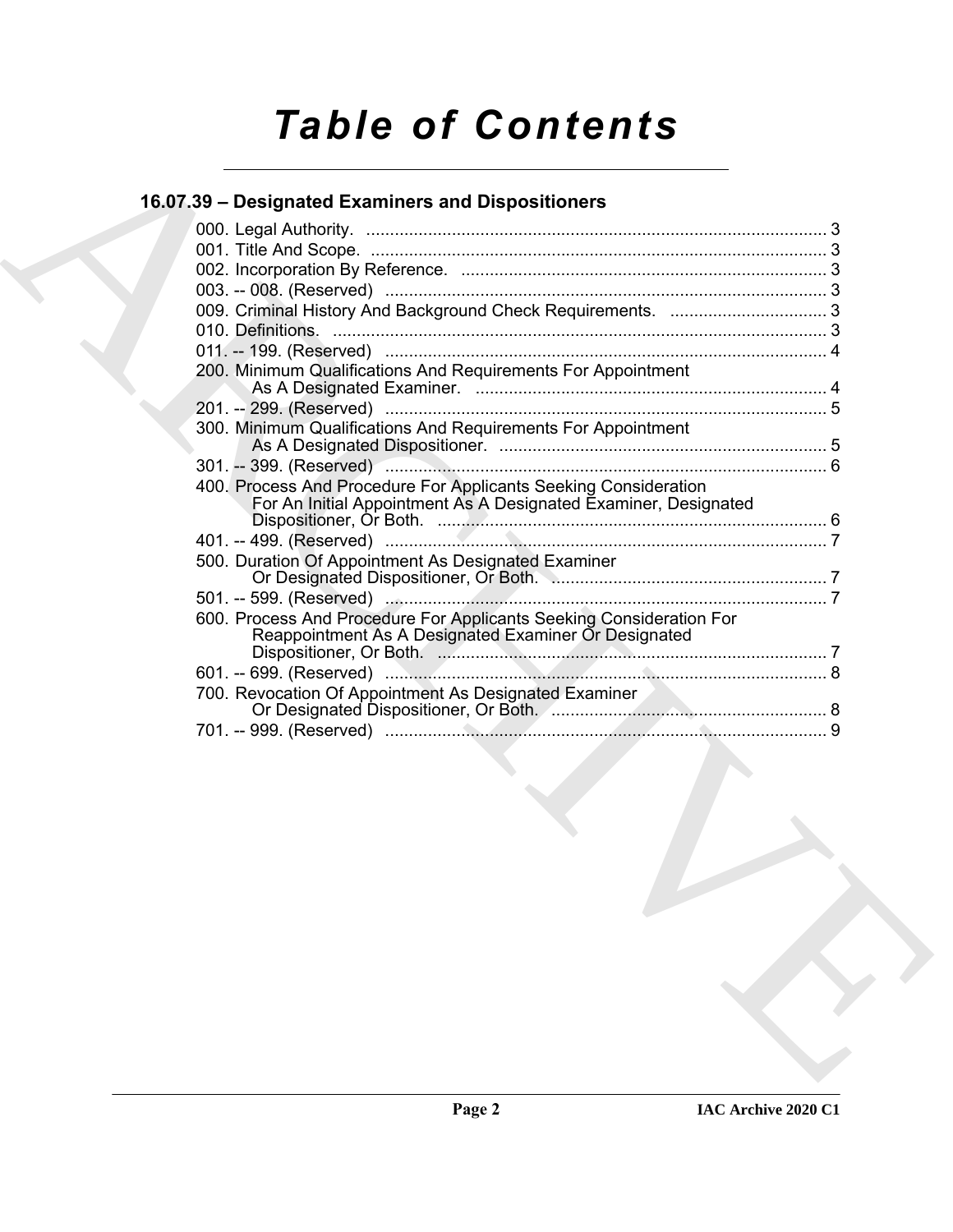# Table of Contents

## 16.07.39 – Designated Examiners and Dispositioners

000. Legal Authority. ..... 3
001. Title And Scope. ..... 3
002. Incorporation By Reference. ..... 3
003. -- 008. (Reserved) ..... 3
009. Criminal History And Background Check Requirements. ..... 3
010. Definitions. ..... 3
011. -- 199. (Reserved) ..... 4
200. Minimum Qualifications And Requirements For Appointment As A Designated Examiner. ..... 4
201. -- 299. (Reserved) ..... 5
300. Minimum Qualifications And Requirements For Appointment As A Designated Dispositioner. ..... 5
301. -- 399. (Reserved) ..... 6
400. Process And Procedure For Applicants Seeking Consideration For An Initial Appointment As A Designated Examiner, Designated Dispositioner, Or Both. ..... 6
401. -- 499. (Reserved) ..... 7
500. Duration Of Appointment As Designated Examiner Or Designated Dispositioner, Or Both. ..... 7
501. -- 599. (Reserved) ..... 7
600. Process And Procedure For Applicants Seeking Consideration For Reappointment As A Designated Examiner Or Designated Dispositioner, Or Both. ..... 7
601. -- 699. (Reserved) ..... 8
700. Revocation Of Appointment As Designated Examiner Or Designated Dispositioner, Or Both. ..... 8
701. -- 999. (Reserved) ..... 9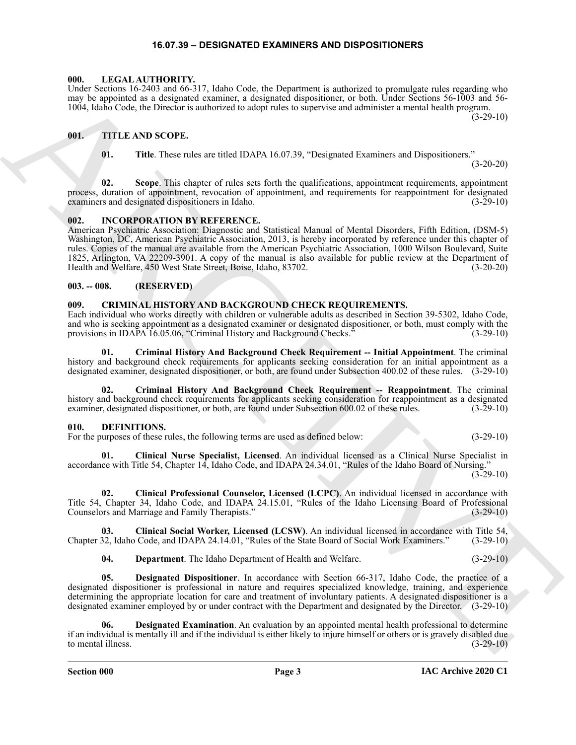# 16.07.39 – DESIGNATED EXAMINERS AND DISPOSITIONERS

### 000. LEGAL AUTHORITY.

Under Sections 16-2403 and 66-317, Idaho Code, the Department is authorized to promulgate rules regarding who may be appointed as a designated examiner, a designated dispositioner, or both. Under Sections 56-1003 and 56-1004, Idaho Code, the Director is authorized to adopt rules to supervise and administer a mental health program. (3-29-10)

### 001. TITLE AND SCOPE.

**01. Title**. These rules are titled IDAPA 16.07.39, "Designated Examiners and Dispositioners." (3-20-20)

**02. Scope**. This chapter of rules sets forth the qualifications, appointment requirements, appointment process, duration of appointment, revocation of appointment, and requirements for reappointment for designated examiners and designated dispositioners in Idaho. (3-29-10)

### 002. INCORPORATION BY REFERENCE.

American Psychiatric Association: Diagnostic and Statistical Manual of Mental Disorders, Fifth Edition, (DSM-5) Washington, DC, American Psychiatric Association, 2013, is hereby incorporated by reference under this chapter of rules. Copies of the manual are available from the American Psychiatric Association, 1000 Wilson Boulevard, Suite 1825, Arlington, VA 22209-3901. A copy of the manual is also available for public review at the Department of Health and Welfare, 450 West State Street, Boise, Idaho, 83702. (3-20-20)

### 003. -- 008. (RESERVED)

### 009. CRIMINAL HISTORY AND BACKGROUND CHECK REQUIREMENTS.

Each individual who works directly with children or vulnerable adults as described in Section 39-5302, Idaho Code, and who is seeking appointment as a designated examiner or designated dispositioner, or both, must comply with the provisions in IDAPA 16.05.06, "Criminal History and Background Checks." (3-29-10)

**01. Criminal History And Background Check Requirement -- Initial Appointment**. The criminal history and background check requirements for applicants seeking consideration for an initial appointment as a designated examiner, designated dispositioner, or both, are found under Subsection 400.02 of these rules. (3-29-10)

**02. Criminal History And Background Check Requirement -- Reappointment**. The criminal history and background check requirements for applicants seeking consideration for reappointment as a designated examiner, designated dispositioner, or both, are found under Subsection 600.02 of these rules. (3-29-10)

### 010. DEFINITIONS.

For the purposes of these rules, the following terms are used as defined below: (3-29-10)

**01. Clinical Nurse Specialist, Licensed**. An individual licensed as a Clinical Nurse Specialist in accordance with Title 54, Chapter 14, Idaho Code, and IDAPA 24.34.01, "Rules of the Idaho Board of Nursing." (3-29-10)

**02. Clinical Professional Counselor, Licensed (LCPC)**. An individual licensed in accordance with Title 54, Chapter 34, Idaho Code, and IDAPA 24.15.01, "Rules of the Idaho Licensing Board of Professional Counselors and Marriage and Family Therapists." (3-29-10)

**03. Clinical Social Worker, Licensed (LCSW)**. An individual licensed in accordance with Title 54, Chapter 32, Idaho Code, and IDAPA 24.14.01, "Rules of the State Board of Social Work Examiners." (3-29-10)

**04. Department**. The Idaho Department of Health and Welfare. (3-29-10)

**05. Designated Dispositioner**. In accordance with Section 66-317, Idaho Code, the practice of a designated dispositioner is professional in nature and requires specialized knowledge, training, and experience determining the appropriate location for care and treatment of involuntary patients. A designated dispositioner is a designated examiner employed by or under contract with the Department and designated by the Director. (3-29-10)

**06. Designated Examination**. An evaluation by an appointed mental health professional to determine if an individual is mentally ill and if the individual is either likely to injure himself or others or is gravely disabled due to mental illness. (3-29-10)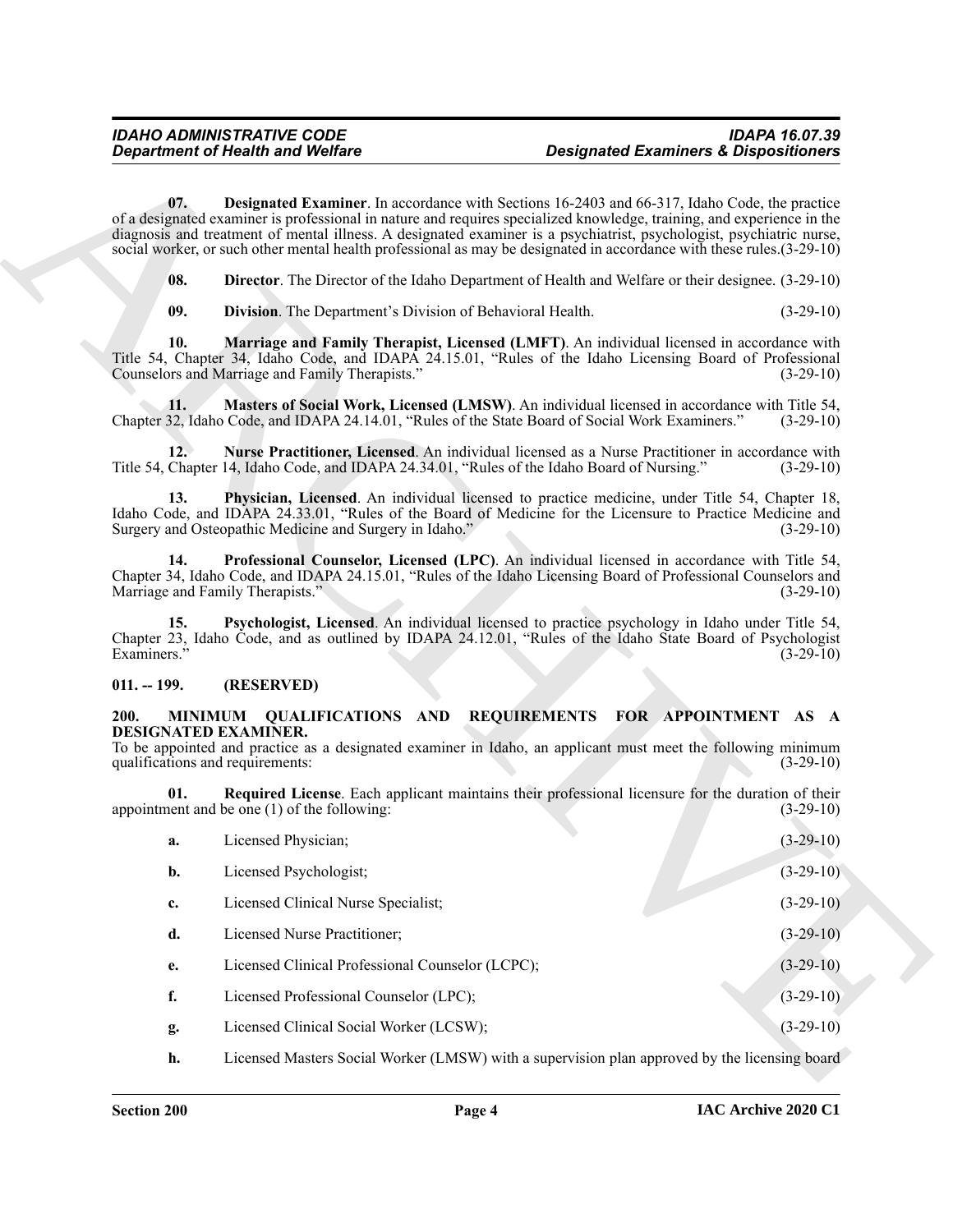**07. Designated Examiner**. In accordance with Sections 16-2403 and 66-317, Idaho Code, the practice of a designated examiner is professional in nature and requires specialized knowledge, training, and experience in the diagnosis and treatment of mental illness. A designated examiner is a psychiatrist, psychologist, psychiatric nurse, social worker, or such other mental health professional as may be designated in accordance with these rules.(3-29-10)

**08. Director**. The Director of the Idaho Department of Health and Welfare or their designee. (3-29-10)

**09. Division**. The Department's Division of Behavioral Health. (3-29-10)

**10. Marriage and Family Therapist, Licensed (LMFT)**. An individual licensed in accordance with Title 54, Chapter 34, Idaho Code, and IDAPA 24.15.01, "Rules of the Idaho Licensing Board of Professional Counselors and Marriage and Family Therapists." (3-29-10)

**11. Masters of Social Work, Licensed (LMSW)**. An individual licensed in accordance with Title 54, Chapter 32, Idaho Code, and IDAPA 24.14.01, "Rules of the State Board of Social Work Examiners." (3-29-10)

**12. Nurse Practitioner, Licensed**. An individual licensed as a Nurse Practitioner in accordance with Title 54, Chapter 14, Idaho Code, and IDAPA 24.34.01, "Rules of the Idaho Board of Nursing." (3-29-10)

**13. Physician, Licensed**. An individual licensed to practice medicine, under Title 54, Chapter 18, Idaho Code, and IDAPA 24.33.01, "Rules of the Board of Medicine for the Licensure to Practice Medicine and Surgery and Osteopathic Medicine and Surgery in Idaho." (3-29-10)

**14. Professional Counselor, Licensed (LPC)**. An individual licensed in accordance with Title 54, Chapter 34, Idaho Code, and IDAPA 24.15.01, "Rules of the Idaho Licensing Board of Professional Counselors and Marriage and Family Therapists." (3-29-10)

**15. Psychologist, Licensed**. An individual licensed to practice psychology in Idaho under Title 54, Chapter 23, Idaho Code, and as outlined by IDAPA 24.12.01, "Rules of the Idaho State Board of Psychologist Examiners." (3-29-10)

**011. -- 199. (RESERVED)**

**200. MINIMUM QUALIFICATIONS AND REQUIREMENTS FOR APPOINTMENT AS A DESIGNATED EXAMINER.**

To be appointed and practice as a designated examiner in Idaho, an applicant must meet the following minimum qualifications and requirements: (3-29-10)

**01. Required License**. Each applicant maintains their professional licensure for the duration of their appointment and be one (1) of the following: (3-29-10)

**a.** Licensed Physician; (3-29-10)

**b.** Licensed Psychologist; (3-29-10)

**c.** Licensed Clinical Nurse Specialist; (3-29-10)

**d.** Licensed Nurse Practitioner; (3-29-10)

**e.** Licensed Clinical Professional Counselor (LCPC); (3-29-10)

**f.** Licensed Professional Counselor (LPC); (3-29-10)

**g.** Licensed Clinical Social Worker (LCSW); (3-29-10)

**h.** Licensed Masters Social Worker (LMSW) with a supervision plan approved by the licensing board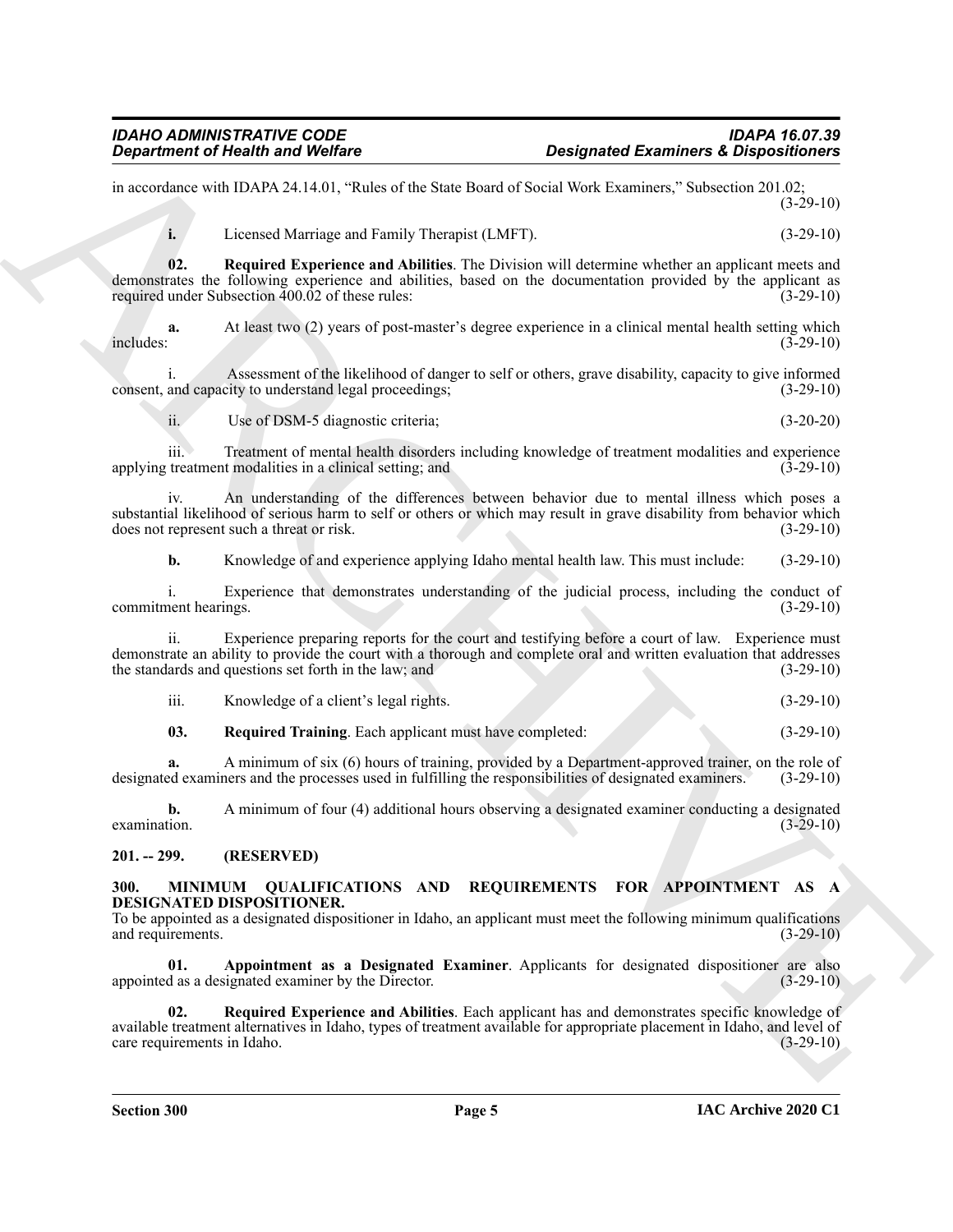in accordance with IDAPA 24.14.01, "Rules of the State Board of Social Work Examiners," Subsection 201.02; (3-29-10)

**i.** Licensed Marriage and Family Therapist (LMFT). (3-29-10)

**02. Required Experience and Abilities**. The Division will determine whether an applicant meets and demonstrates the following experience and abilities, based on the documentation provided by the applicant as required under Subsection 400.02 of these rules: (3-29-10)

**a.** At least two (2) years of post-master's degree experience in a clinical mental health setting which includes: (3-29-10)

i. Assessment of the likelihood of danger to self or others, grave disability, capacity to give informed consent, and capacity to understand legal proceedings; (3-29-10)

ii. Use of DSM-5 diagnostic criteria; (3-20-20)

iii. Treatment of mental health disorders including knowledge of treatment modalities and experience applying treatment modalities in a clinical setting; and (3-29-10)

iv. An understanding of the differences between behavior due to mental illness which poses a substantial likelihood of serious harm to self or others or which may result in grave disability from behavior which does not represent such a threat or risk. (3-29-10)

**b.** Knowledge of and experience applying Idaho mental health law. This must include: (3-29-10)

i. Experience that demonstrates understanding of the judicial process, including the conduct of commitment hearings. (3-29-10)

ii. Experience preparing reports for the court and testifying before a court of law. Experience must demonstrate an ability to provide the court with a thorough and complete oral and written evaluation that addresses the standards and questions set forth in the law; and (3-29-10)

iii. Knowledge of a client's legal rights. (3-29-10)

**03. Required Training**. Each applicant must have completed: (3-29-10)

**a.** A minimum of six (6) hours of training, provided by a Department-approved trainer, on the role of designated examiners and the processes used in fulfilling the responsibilities of designated examiners. (3-29-10)

**b.** A minimum of four (4) additional hours observing a designated examiner conducting a designated examination. (3-29-10)

## 201. -- 299. (RESERVED)

## 300. MINIMUM QUALIFICATIONS AND REQUIREMENTS FOR APPOINTMENT AS A DESIGNATED DISPOSITIONER.

To be appointed as a designated dispositioner in Idaho, an applicant must meet the following minimum qualifications and requirements. (3-29-10)

**01. Appointment as a Designated Examiner**. Applicants for designated dispositioner are also appointed as a designated examiner by the Director. (3-29-10)

**02. Required Experience and Abilities**. Each applicant has and demonstrates specific knowledge of available treatment alternatives in Idaho, types of treatment available for appropriate placement in Idaho, and level of care requirements in Idaho. (3-29-10)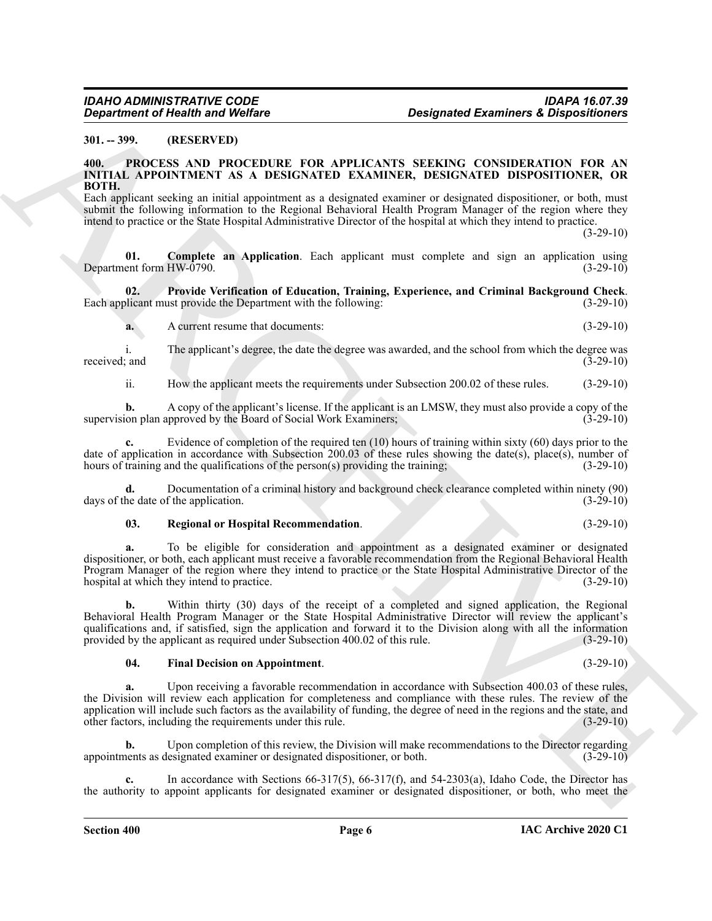**301. -- 399. (RESERVED)**

**400. PROCESS AND PROCEDURE FOR APPLICANTS SEEKING CONSIDERATION FOR AN INITIAL APPOINTMENT AS A DESIGNATED EXAMINER, DESIGNATED DISPOSITIONER, OR BOTH.**

Each applicant seeking an initial appointment as a designated examiner or designated dispositioner, or both, must submit the following information to the Regional Behavioral Health Program Manager of the region where they intend to practice or the State Hospital Administrative Director of the hospital at which they intend to practice. (3-29-10)

**01. Complete an Application**. Each applicant must complete and sign an application using Department form HW-0790. (3-29-10)

**02. Provide Verification of Education, Training, Experience, and Criminal Background Check**. Each applicant must provide the Department with the following: (3-29-10)

**a.** A current resume that documents: (3-29-10)

i. The applicant's degree, the date the degree was awarded, and the school from which the degree was received; and (3-29-10)

ii. How the applicant meets the requirements under Subsection 200.02 of these rules. (3-29-10)

**b.** A copy of the applicant's license. If the applicant is an LMSW, they must also provide a copy of the supervision plan approved by the Board of Social Work Examiners; (3-29-10)

**c.** Evidence of completion of the required ten (10) hours of training within sixty (60) days prior to the date of application in accordance with Subsection 200.03 of these rules showing the date(s), place(s), number of hours of training and the qualifications of the person(s) providing the training; (3-29-10)

**d.** Documentation of a criminal history and background check clearance completed within ninety (90) days of the date of the application. (3-29-10)

**03. Regional or Hospital Recommendation**. (3-29-10)

**a.** To be eligible for consideration and appointment as a designated examiner or designated dispositioner, or both, each applicant must receive a favorable recommendation from the Regional Behavioral Health Program Manager of the region where they intend to practice or the State Hospital Administrative Director of the hospital at which they intend to practice. (3-29-10)

**b.** Within thirty (30) days of the receipt of a completed and signed application, the Regional Behavioral Health Program Manager or the State Hospital Administrative Director will review the applicant's qualifications and, if satisfied, sign the application and forward it to the Division along with all the information provided by the applicant as required under Subsection 400.02 of this rule. (3-29-10)

**04. Final Decision on Appointment**. (3-29-10)

**a.** Upon receiving a favorable recommendation in accordance with Subsection 400.03 of these rules, the Division will review each application for completeness and compliance with these rules. The review of the application will include such factors as the availability of funding, the degree of need in the regions and the state, and other factors, including the requirements under this rule. (3-29-10)

**b.** Upon completion of this review, the Division will make recommendations to the Director regarding appointments as designated examiner or designated dispositioner, or both. (3-29-10)

**c.** In accordance with Sections 66-317(5), 66-317(f), and 54-2303(a), Idaho Code, the Director has the authority to appoint applicants for designated examiner or designated dispositioner, or both, who meet the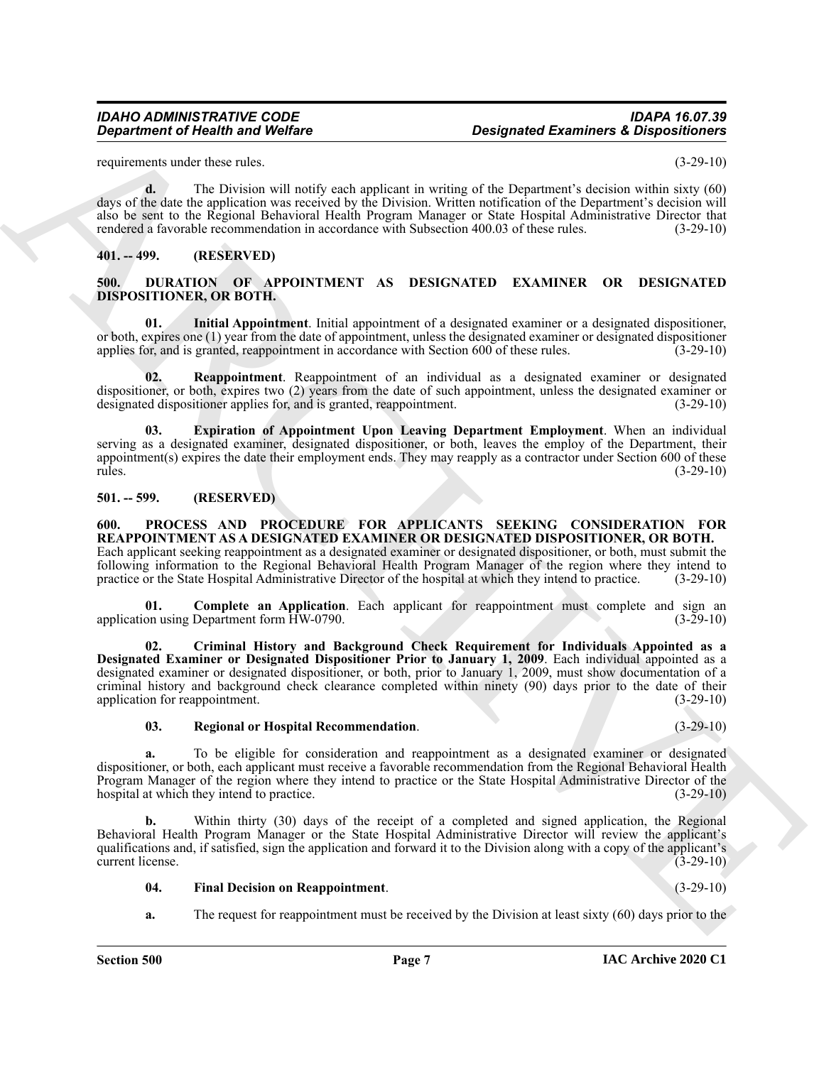requirements under these rules. (3-29-10)

**d.** The Division will notify each applicant in writing of the Department's decision within sixty (60) days of the date the application was received by the Division. Written notification of the Department's decision will also be sent to the Regional Behavioral Health Program Manager or State Hospital Administrative Director that rendered a favorable recommendation in accordance with Subsection 400.03 of these rules. (3-29-10)

## 401. -- 499. (RESERVED)

## 500. DURATION OF APPOINTMENT AS DESIGNATED EXAMINER OR DESIGNATED DISPOSITIONER, OR BOTH.

**01. Initial Appointment**. Initial appointment of a designated examiner or a designated dispositioner, or both, expires one (1) year from the date of appointment, unless the designated examiner or designated dispositioner applies for, and is granted, reappointment in accordance with Section 600 of these rules. (3-29-10)

**02. Reappointment**. Reappointment of an individual as a designated examiner or designated dispositioner, or both, expires two (2) years from the date of such appointment, unless the designated examiner or designated dispositioner applies for, and is granted, reappointment. (3-29-10)

**03. Expiration of Appointment Upon Leaving Department Employment**. When an individual serving as a designated examiner, designated dispositioner, or both, leaves the employ of the Department, their appointment(s) expires the date their employment ends. They may reapply as a contractor under Section 600 of these rules. (3-29-10)

## 501. -- 599. (RESERVED)

## 600. PROCESS AND PROCEDURE FOR APPLICANTS SEEKING CONSIDERATION FOR REAPPOINTMENT AS A DESIGNATED EXAMINER OR DESIGNATED DISPOSITIONER, OR BOTH.

Each applicant seeking reappointment as a designated examiner or designated dispositioner, or both, must submit the following information to the Regional Behavioral Health Program Manager of the region where they intend to practice or the State Hospital Administrative Director of the hospital at which they intend to practice. (3-29-10)

**01. Complete an Application**. Each applicant for reappointment must complete and sign an application using Department form HW-0790. (3-29-10)

**02. Criminal History and Background Check Requirement for Individuals Appointed as a Designated Examiner or Designated Dispositioner Prior to January 1, 2009**. Each individual appointed as a designated examiner or designated dispositioner, or both, prior to January 1, 2009, must show documentation of a criminal history and background check clearance completed within ninety (90) days prior to the date of their application for reappointment. (3-29-10)

**03. Regional or Hospital Recommendation**. (3-29-10)

**a.** To be eligible for consideration and reappointment as a designated examiner or designated dispositioner, or both, each applicant must receive a favorable recommendation from the Regional Behavioral Health Program Manager of the region where they intend to practice or the State Hospital Administrative Director of the hospital at which they intend to practice. (3-29-10)

**b.** Within thirty (30) days of the receipt of a completed and signed application, the Regional Behavioral Health Program Manager or the State Hospital Administrative Director will review the applicant's qualifications and, if satisfied, sign the application and forward it to the Division along with a copy of the applicant's current license. (3-29-10)

**04. Final Decision on Reappointment**. (3-29-10)

**a.** The request for reappointment must be received by the Division at least sixty (60) days prior to the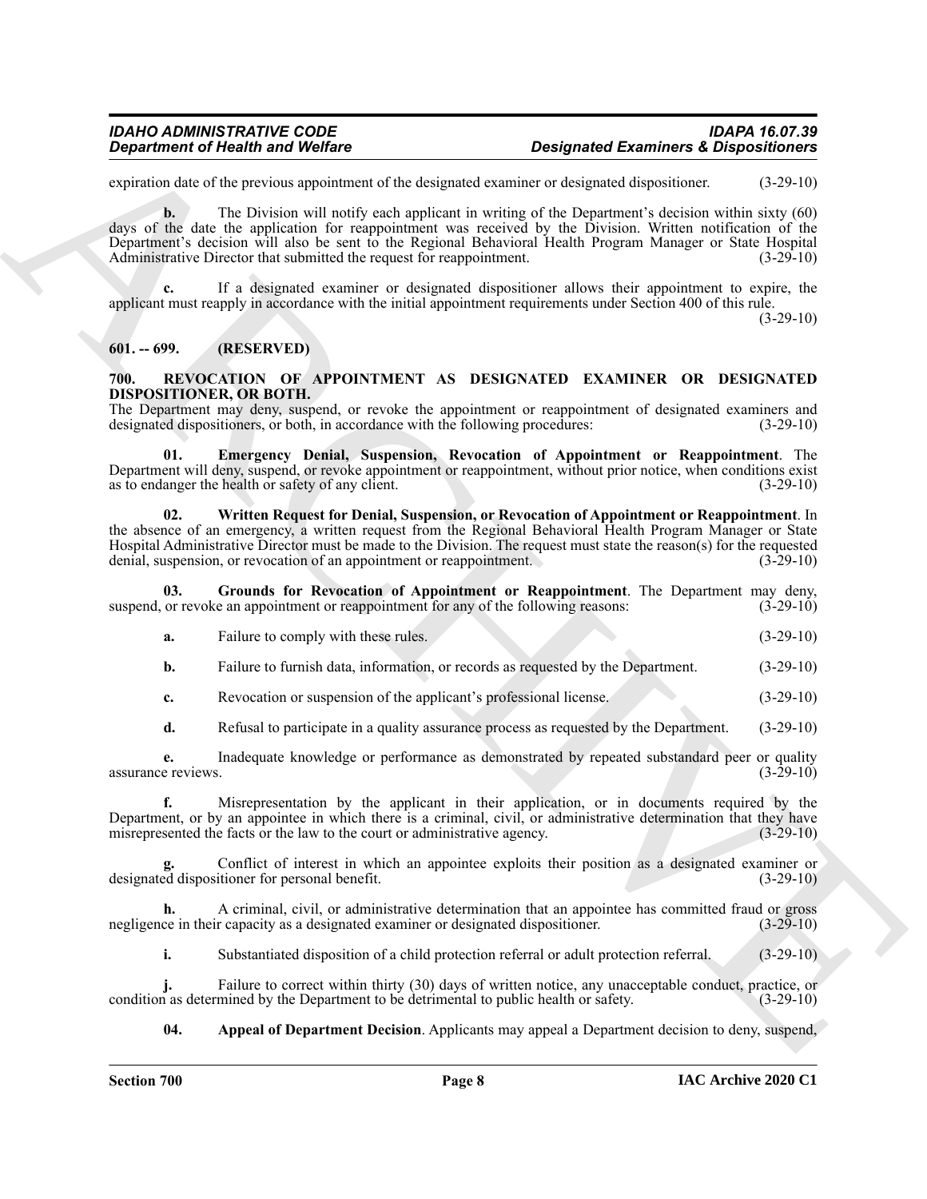expiration date of the previous appointment of the designated examiner or designated dispositioner. (3-29-10)

**b.** The Division will notify each applicant in writing of the Department's decision within sixty (60) days of the date the application for reappointment was received by the Division. Written notification of the Department's decision will also be sent to the Regional Behavioral Health Program Manager or State Hospital Administrative Director that submitted the request for reappointment. (3-29-10)

**c.** If a designated examiner or designated dispositioner allows their appointment to expire, the applicant must reapply in accordance with the initial appointment requirements under Section 400 of this rule. (3-29-10)

## 601. -- 699. (RESERVED)

## 700. REVOCATION OF APPOINTMENT AS DESIGNATED EXAMINER OR DESIGNATED DISPOSITIONER, OR BOTH.

The Department may deny, suspend, or revoke the appointment or reappointment of designated examiners and designated dispositioners, or both, in accordance with the following procedures: (3-29-10)

**01. Emergency Denial, Suspension, Revocation of Appointment or Reappointment**. The Department will deny, suspend, or revoke appointment or reappointment, without prior notice, when conditions exist as to endanger the health or safety of any client. (3-29-10)

**02. Written Request for Denial, Suspension, or Revocation of Appointment or Reappointment**. In the absence of an emergency, a written request from the Regional Behavioral Health Program Manager or State Hospital Administrative Director must be made to the Division. The request must state the reason(s) for the requested denial, suspension, or revocation of an appointment or reappointment. (3-29-10)

**03. Grounds for Revocation of Appointment or Reappointment**. The Department may deny, suspend, or revoke an appointment or reappointment for any of the following reasons: (3-29-10)

**a.** Failure to comply with these rules. (3-29-10)

**b.** Failure to furnish data, information, or records as requested by the Department. (3-29-10)

**c.** Revocation or suspension of the applicant's professional license. (3-29-10)

**d.** Refusal to participate in a quality assurance process as requested by the Department. (3-29-10)

**e.** Inadequate knowledge or performance as demonstrated by repeated substandard peer or quality assurance reviews. (3-29-10)

**f.** Misrepresentation by the applicant in their application, or in documents required by the Department, or by an appointee in which there is a criminal, civil, or administrative determination that they have misrepresented the facts or the law to the court or administrative agency. (3-29-10)

**g.** Conflict of interest in which an appointee exploits their position as a designated examiner or designated dispositioner for personal benefit. (3-29-10)

**h.** A criminal, civil, or administrative determination that an appointee has committed fraud or gross negligence in their capacity as a designated examiner or designated dispositioner. (3-29-10)

**i.** Substantiated disposition of a child protection referral or adult protection referral. (3-29-10)

**j.** Failure to correct within thirty (30) days of written notice, any unacceptable conduct, practice, or condition as determined by the Department to be detrimental to public health or safety. (3-29-10)

**04. Appeal of Department Decision**. Applicants may appeal a Department decision to deny, suspend,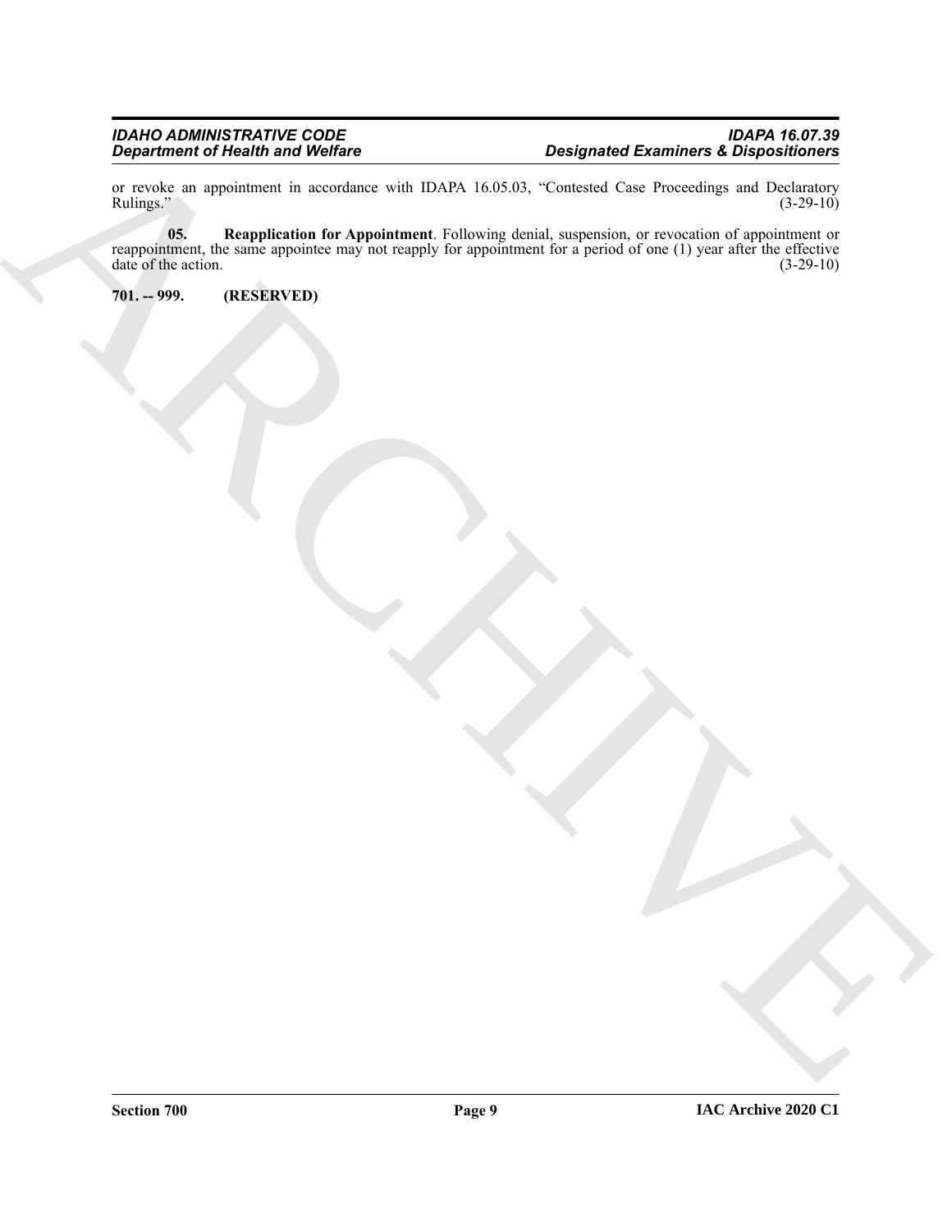or revoke an appointment in accordance with IDAPA 16.05.03, "Contested Case Proceedings and Declaratory Rulings." (3-29-10)

**05. Reapplication for Appointment**. Following denial, suspension, or revocation of appointment or reappointment, the same appointee may not reapply for appointment for a period of one (1) year after the effective date of the action. (3-29-10)

**701. -- 999. (RESERVED)**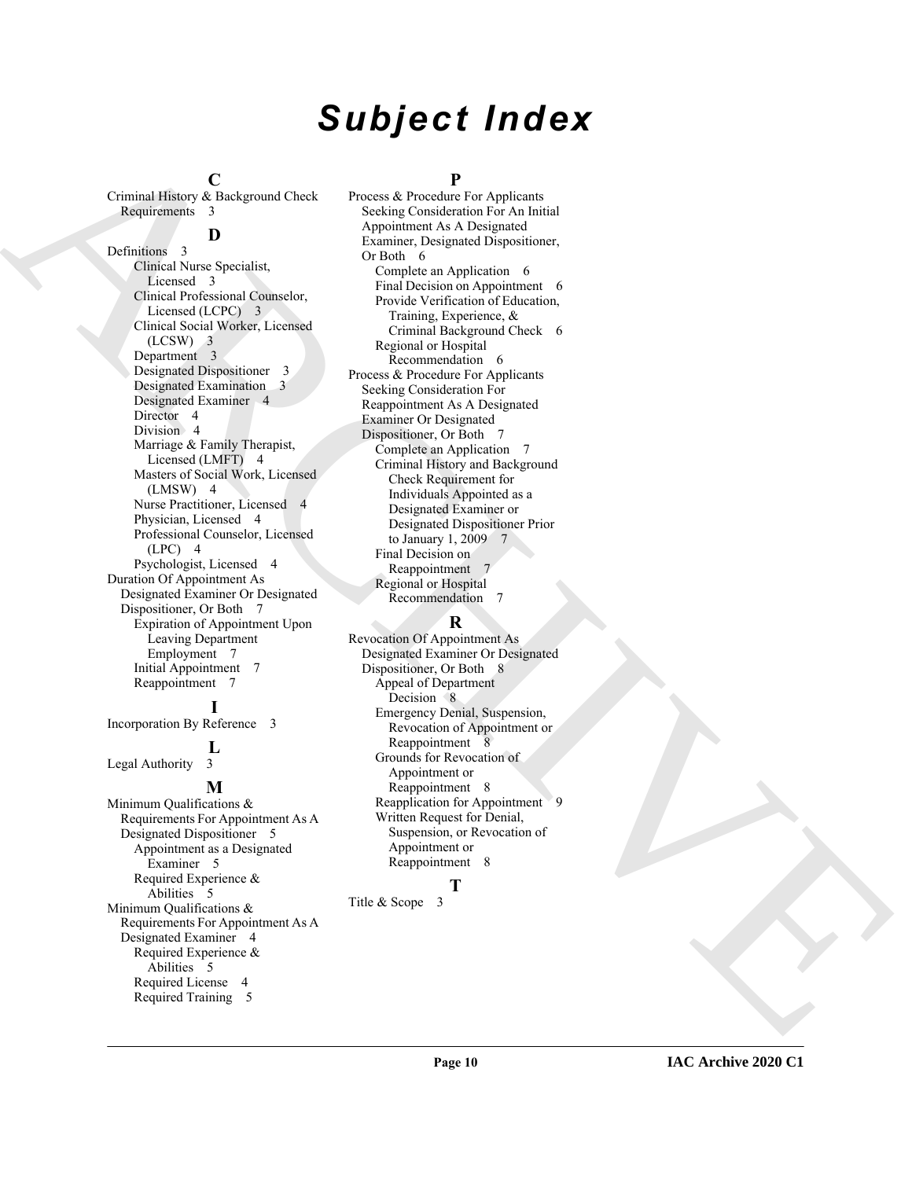# Subject Index

**C**

Criminal History & Background Check Requirements 3

**D**

Definitions 3
- Clinical Nurse Specialist, Licensed 3
- Clinical Professional Counselor, Licensed (LCPC) 3
- Clinical Social Worker, Licensed (LCSW) 3
- Department 3
- Designated Dispositioner 3
- Designated Examination 3
- Designated Examiner 4
- Director 4
- Division 4
- Marriage & Family Therapist, Licensed (LMFT) 4
- Masters of Social Work, Licensed (LMSW) 4
- Nurse Practitioner, Licensed 4
- Physician, Licensed 4
- Professional Counselor, Licensed (LPC) 4
- Psychologist, Licensed 4

Duration Of Appointment As Designated Examiner Or Designated Dispositioner, Or Both 7
- Expiration of Appointment Upon Leaving Department Employment 7
- Initial Appointment 7
- Reappointment 7

**I**

Incorporation By Reference 3

**L**

Legal Authority 3

**M**

Minimum Qualifications & Requirements For Appointment As A Designated Dispositioner 5
- Appointment as a Designated Examiner 5
- Required Experience & Abilities 5

Minimum Qualifications & Requirements For Appointment As A Designated Examiner 4
- Required Experience & Abilities 5
- Required License 4
- Required Training 5

**P**

Process & Procedure For Applicants Seeking Consideration For An Initial Appointment As A Designated Examiner, Designated Dispositioner, Or Both 6
- Complete an Application 6
- Final Decision on Appointment 6
- Provide Verification of Education, Training, Experience, & Criminal Background Check 6
- Regional or Hospital Recommendation 6

Process & Procedure For Applicants Seeking Consideration For Reappointment As A Designated Examiner Or Designated Dispositioner, Or Both 7
- Complete an Application 7
- Criminal History and Background Check Requirement for Individuals Appointed as a Designated Examiner or Designated Dispositioner Prior to January 1, 2009 7
- Final Decision on Reappointment 7
- Regional or Hospital Recommendation 7

**R**

Revocation Of Appointment As Designated Examiner Or Designated Dispositioner, Or Both 8
- Appeal of Department Decision 8
- Emergency Denial, Suspension, Revocation of Appointment or Reappointment 8
- Grounds for Revocation of Appointment or Reappointment 8
- Reapplication for Appointment 9
- Written Request for Denial, Suspension, or Revocation of Appointment or Reappointment 8

**T**

Title & Scope 3